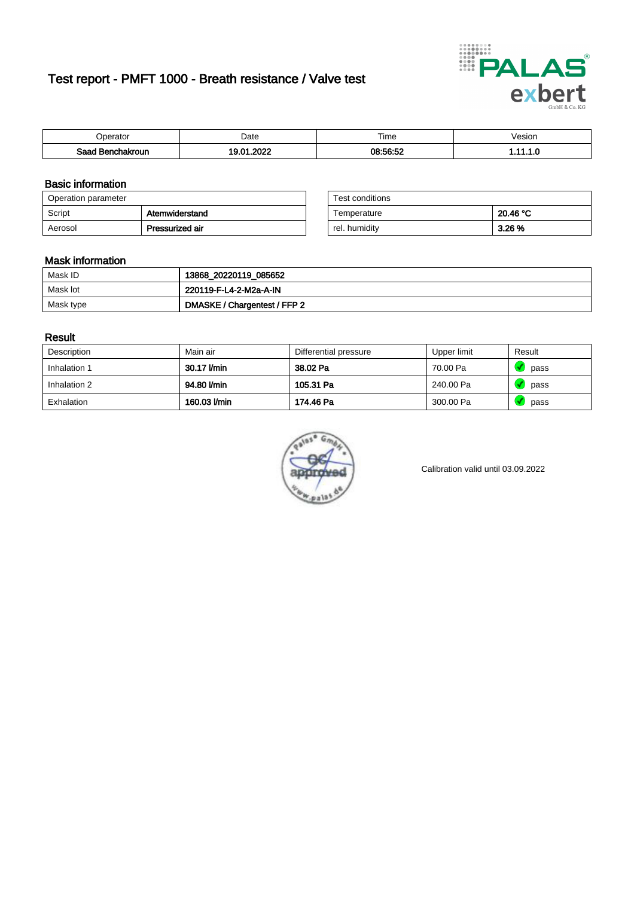# Test report - PMFT 1000 - Breath resistance / Valve test

| Operator | Date | Time | Vesion |
|---|---|---|---|
| Saad Benchakroun | 19.01.2022 | 08:56:52 | 1.11.1.0 |

## Basic information

| Operation parameter | |
|---|---|
| Script | Atemwiderstand |
| Aerosol | Pressurized air |

| Test conditions | |
|---|---|
| Temperature | 20.46 °C |
| rel. humidity | 3.26 % |

## Mask information

| | |
|---|---|
| Mask ID | 13868_20220119_085652 |
| Mask lot | 220119-F-L4-2-M2a-A-IN |
| Mask type | DMASKE / Chargentest / FFP 2 |

## Result

| Description | Main air | Differential pressure | Upper limit | Result |
|---|---|---|---|---|
| Inhalation 1 | 30.17 l/min | 38.02 Pa | 70.00 Pa | pass |
| Inhalation 2 | 94.80 l/min | 105.31 Pa | 240.00 Pa | pass |
| Exhalation | 160.03 l/min | 174.46 Pa | 300.00 Pa | pass |

Calibration valid until 03.09.2022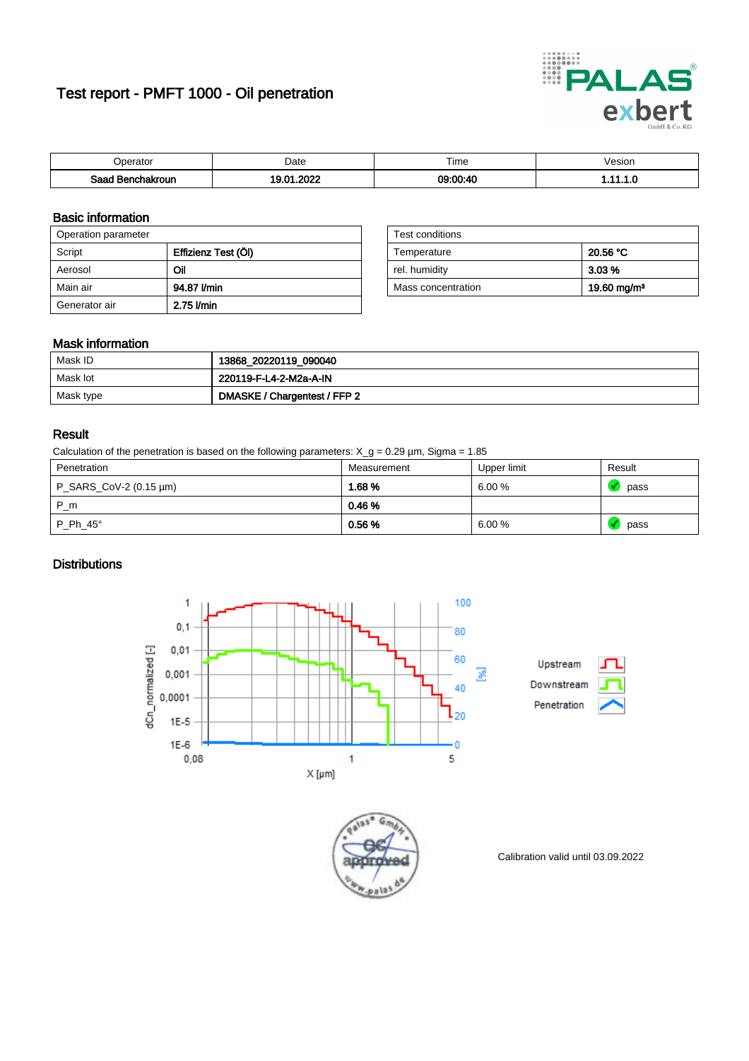# Test report - PMFT 1000 - Oil penetration

PALAS exbert GmbH & Co. KG

| Operator | Date | Time | Vesion |
|---|---|---|---|
| **Saad Benchakroun** | **19.01.2022** | **09:00:40** | **1.11.1.0** |

## Basic information

| Operation parameter | |
|---|---|
| Script | **Effizienz Test (Öl)** |
| Aerosol | **Oil** |
| Main air | **94.87 l/min** |
| Generator air | **2.75 l/min** |

| Test conditions | |
|---|---|
| Temperature | **20.56 °C** |
| rel. humidity | **3.03 %** |
| Mass concentration | **19.60 mg/m³** |

## Mask information

| | |
|---|---|
| Mask ID | **13868_20220119_090040** |
| Mask lot | **220119-F-L4-2-M2a-A-IN** |
| Mask type | **DMASKE / Chargentest / FFP 2** |

## Result

Calculation of the penetration is based on the following parameters: X_g = 0.29 µm, Sigma = 1.85

| Penetration | Measurement | Upper limit | Result |
|---|---|---|---|
| P_SARS_CoV-2 (0.15 µm) | **1.68 %** | 6.00 % | pass |
| P_m | **0.46 %** | | |
| P_Ph_45° | **0.56 %** | 6.00 % | pass |

## Distributions

dCn_normalized [-]
1
0,1
0,01
0,001
0,0001
1E-5
1E-6
0,08
1
5
X [µm]
[%]
100
80
60
40
20
0
Upstream
Downstream
Penetration

Palas® GmbH QC approved www.palas.de

Calibration valid until 03.09.2022